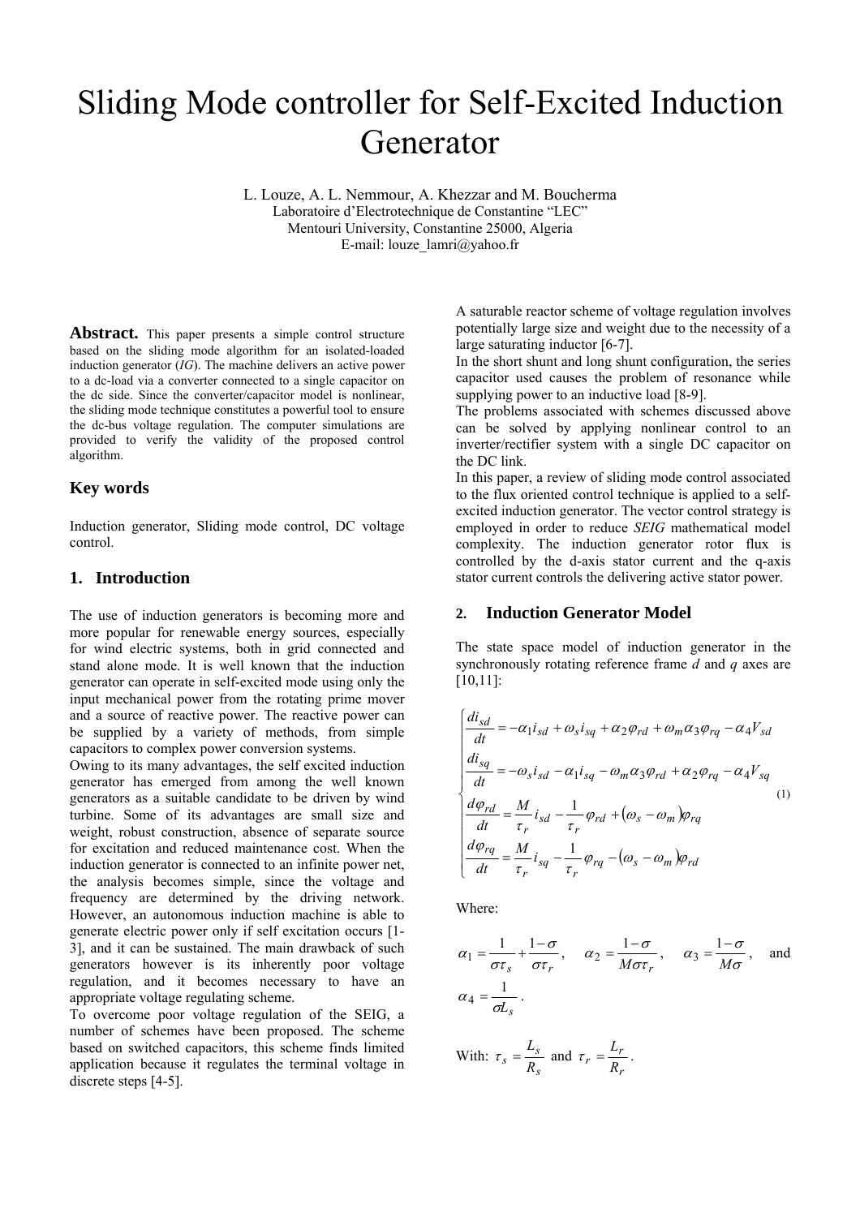# Sliding Mode controller for Self-Excited Induction Generator

L. Louze, A. L. Nemmour, A. Khezzar and M. Boucherma
Laboratoire d'Electrotechnique de Constantine "LEC"
Mentouri University, Constantine 25000, Algeria
E-mail: louze_lamri@yahoo.fr

**Abstract.** This paper presents a simple control structure based on the sliding mode algorithm for an isolated-loaded induction generator (*IG*). The machine delivers an active power to a dc-load via a converter connected to a single capacitor on the dc side. Since the converter/capacitor model is nonlinear, the sliding mode technique constitutes a powerful tool to ensure the dc-bus voltage regulation. The computer simulations are provided to verify the validity of the proposed control algorithm.

## Key words

Induction generator, Sliding mode control, DC voltage control.

## 1. Introduction

The use of induction generators is becoming more and more popular for renewable energy sources, especially for wind electric systems, both in grid connected and stand alone mode. It is well known that the induction generator can operate in self-excited mode using only the input mechanical power from the rotating prime mover and a source of reactive power. The reactive power can be supplied by a variety of methods, from simple capacitors to complex power conversion systems.

Owing to its many advantages, the self excited induction generator has emerged from among the well known generators as a suitable candidate to be driven by wind turbine. Some of its advantages are small size and weight, robust construction, absence of separate source for excitation and reduced maintenance cost. When the induction generator is connected to an infinite power net, the analysis becomes simple, since the voltage and frequency are determined by the driving network. However, an autonomous induction machine is able to generate electric power only if self excitation occurs [1-3], and it can be sustained. The main drawback of such generators however is its inherently poor voltage regulation, and it becomes necessary to have an appropriate voltage regulating scheme.

To overcome poor voltage regulation of the SEIG, a number of schemes have been proposed. The scheme based on switched capacitors, this scheme finds limited application because it regulates the terminal voltage in discrete steps [4-5].

A saturable reactor scheme of voltage regulation involves potentially large size and weight due to the necessity of a large saturating inductor [6-7].

In the short shunt and long shunt configuration, the series capacitor used causes the problem of resonance while supplying power to an inductive load [8-9].

The problems associated with schemes discussed above can be solved by applying nonlinear control to an inverter/rectifier system with a single DC capacitor on the DC link.

In this paper, a review of sliding mode control associated to the flux oriented control technique is applied to a self-excited induction generator. The vector control strategy is employed in order to reduce *SEIG* mathematical model complexity. The induction generator rotor flux is controlled by the d-axis stator current and the q-axis stator current controls the delivering active stator power.

## 2. Induction Generator Model

The state space model of induction generator in the synchronously rotating reference frame *d* and *q* axes are [10,11]:

$$
\begin{cases}
\dfrac{di_{sd}}{dt} = -\alpha_1 i_{sd} + \omega_s i_{sq} + \alpha_2 \varphi_{rd} + \omega_m \alpha_3 \varphi_{rq} - \alpha_4 V_{sd} \\
\dfrac{di_{sq}}{dt} = -\omega_s i_{sd} - \alpha_1 i_{sq} - \omega_m \alpha_3 \varphi_{rd} + \alpha_2 \varphi_{rq} - \alpha_4 V_{sq} \\
\dfrac{d\varphi_{rd}}{dt} = \dfrac{M}{\tau_r} i_{sd} - \dfrac{1}{\tau_r} \varphi_{rd} + (\omega_s - \omega_m)\varphi_{rq} \\
\dfrac{d\varphi_{rq}}{dt} = \dfrac{M}{\tau_r} i_{sq} - \dfrac{1}{\tau_r} \varphi_{rq} - (\omega_s - \omega_m)\varphi_{rd}
\end{cases}
\tag{1}
$$

Where:

$\alpha_1 = \dfrac{1}{\sigma\tau_s} + \dfrac{1-\sigma}{\sigma\tau_r}$, $\alpha_2 = \dfrac{1-\sigma}{M\sigma\tau_r}$, $\alpha_3 = \dfrac{1-\sigma}{M\sigma}$, and $\alpha_4 = \dfrac{1}{\sigma L_s}$.

With: $\tau_s = \dfrac{L_s}{R_s}$ and $\tau_r = \dfrac{L_r}{R_r}$.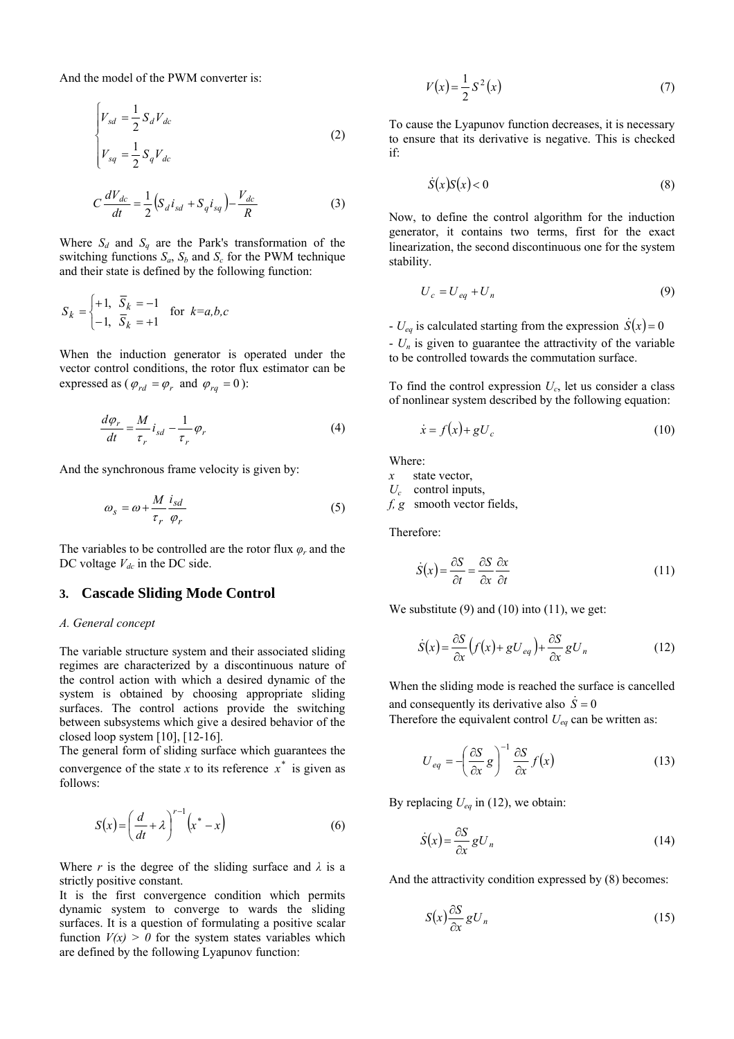And the model of the PWM converter is:

$$\begin{cases} V_{sd} = \dfrac{1}{2} S_d V_{dc} \\ V_{sq} = \dfrac{1}{2} S_q V_{dc} \end{cases} \tag{2}$$

$$C \frac{dV_{dc}}{dt} = \frac{1}{2}\left(S_d i_{sd} + S_q i_{sq}\right) - \frac{V_{dc}}{R} \tag{3}$$

Where $S_d$ and $S_q$ are the Park's transformation of the switching functions $S_a$, $S_b$ and $S_c$ for the PWM technique and their state is defined by the following function:

$$S_k = \begin{cases} +1, & \overline{S}_k = -1 \\ -1, & \overline{S}_k = +1 \end{cases} \quad \text{for } k=a,b,c$$

When the induction generator is operated under the vector control conditions, the rotor flux estimator can be expressed as ($\varphi_{rd} = \varphi_r$ and $\varphi_{rq} = 0$):

$$\frac{d\varphi_r}{dt} = \frac{M}{\tau_r} i_{sd} - \frac{1}{\tau_r}\varphi_r \tag{4}$$

And the synchronous frame velocity is given by:

$$\omega_s = \omega + \frac{M}{\tau_r}\frac{i_{sd}}{\varphi_r} \tag{5}$$

The variables to be controlled are the rotor flux $\varphi_r$ and the DC voltage $V_{dc}$ in the DC side.

## 3. Cascade Sliding Mode Control

*A. General concept*

The variable structure system and their associated sliding regimes are characterized by a discontinuous nature of the control action with which a desired dynamic of the system is obtained by choosing appropriate sliding surfaces. The control actions provide the switching between subsystems which give a desired behavior of the closed loop system [10], [12-16].

The general form of sliding surface which guarantees the convergence of the state $x$ to its reference $x^*$ is given as follows:

$$S(x) = \left(\frac{d}{dt} + \lambda\right)^{r-1}\left(x^* - x\right) \tag{6}$$

Where $r$ is the degree of the sliding surface and $\lambda$ is a strictly positive constant.

It is the first convergence condition which permits dynamic system to converge to wards the sliding surfaces. It is a question of formulating a positive scalar function $V(x) > 0$ for the system states variables which are defined by the following Lyapunov function:

$$V(x) = \frac{1}{2} S^2(x) \tag{7}$$

To cause the Lyapunov function decreases, it is necessary to ensure that its derivative is negative. This is checked if:

$$\dot{S}(x) S(x) < 0 \tag{8}$$

Now, to define the control algorithm for the induction generator, it contains two terms, first for the exact linearization, the second discontinuous one for the system stability.

$$U_c = U_{eq} + U_n \tag{9}$$

- $U_{eq}$ is calculated starting from the expression $\dot{S}(x) = 0$
- $U_n$ is given to guarantee the attractivity of the variable to be controlled towards the commutation surface.

To find the control expression $U_c$, let us consider a class of nonlinear system described by the following equation:

$$\dot{x} = f(x) + gU_c \tag{10}$$

Where:
$x$ state vector,
$U_c$ control inputs,
$f$, $g$ smooth vector fields,

Therefore:

$$\dot{S}(x) = \frac{\partial S}{\partial t} = \frac{\partial S}{\partial x}\frac{\partial x}{\partial t} \tag{11}$$

We substitute (9) and (10) into (11), we get:

$$\dot{S}(x) = \frac{\partial S}{\partial x}\left(f(x) + gU_{eq}\right) + \frac{\partial S}{\partial x} gU_n \tag{12}$$

When the sliding mode is reached the surface is cancelled and consequently its derivative also $\dot{S} = 0$

Therefore the equivalent control $U_{eq}$ can be written as:

$$U_{eq} = -\left(\frac{\partial S}{\partial x} g\right)^{-1} \frac{\partial S}{\partial x} f(x) \tag{13}$$

By replacing $U_{eq}$ in (12), we obtain:

$$\dot{S}(x) = \frac{\partial S}{\partial x} gU_n \tag{14}$$

And the attractivity condition expressed by (8) becomes:

$$S(x)\frac{\partial S}{\partial x} gU_n \tag{15}$$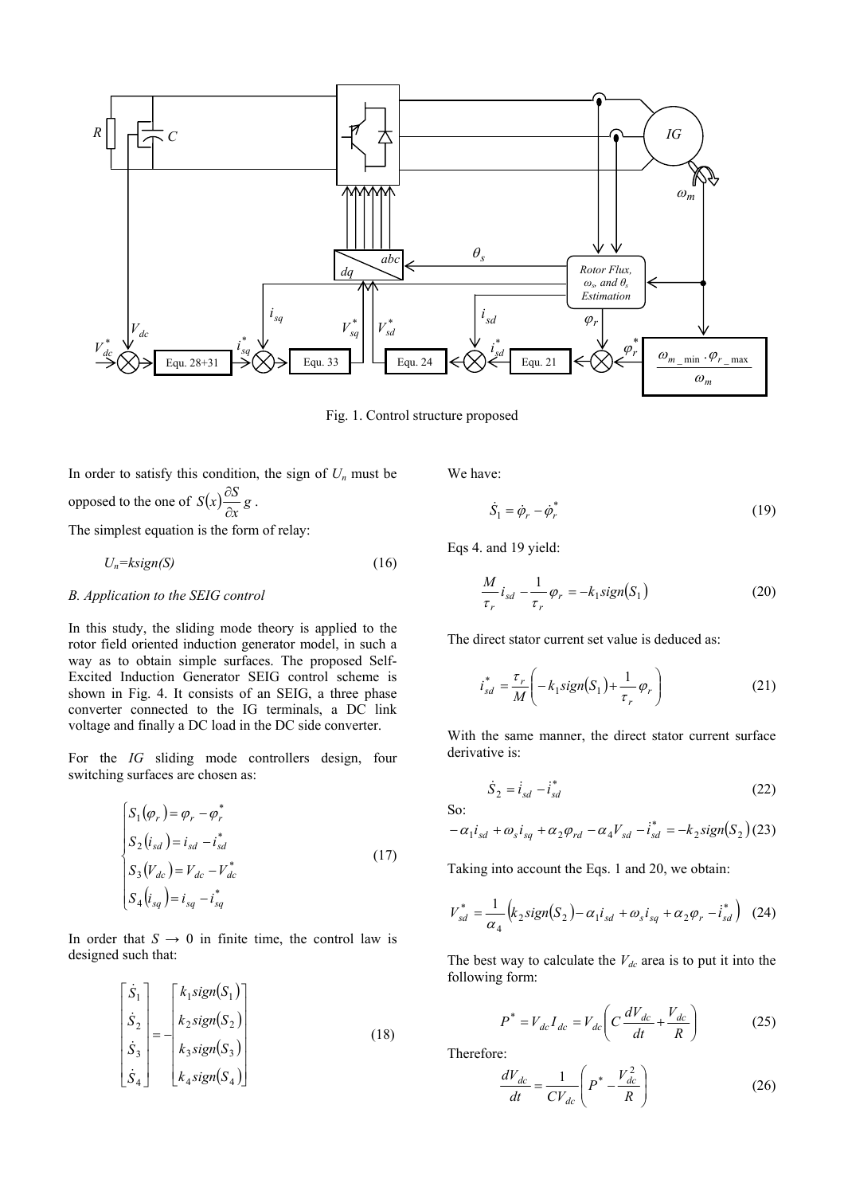Fig. 1. Control structure proposed

In order to satisfy this condition, the sign of $U_n$ must be opposed to the one of $S(x)\frac{\partial S}{\partial x}g$.

The simplest equation is the form of relay:

$$U_n = k\,sign(S) \tag{16}$$

### B. Application to the SEIG control

In this study, the sliding mode theory is applied to the rotor field oriented induction generator model, in such a way as to obtain simple surfaces. The proposed Self-Excited Induction Generator SEIG control scheme is shown in Fig. 4. It consists of an SEIG, a three phase converter connected to the IG terminals, a DC link voltage and finally a DC load in the DC side converter.

For the *IG* sliding mode controllers design, four switching surfaces are chosen as:

$$\begin{cases} S_1(\varphi_r) = \varphi_r - \varphi_r^* \\ S_2(i_{sd}) = i_{sd} - i_{sd}^* \\ S_3(V_{dc}) = V_{dc} - V_{dc}^* \\ S_4(i_{sq}) = i_{sq} - i_{sq}^* \end{cases} \tag{17}$$

In order that $S \rightarrow 0$ in finite time, the control law is designed such that:

$$\begin{bmatrix} \dot{S}_1 \\ \dot{S}_2 \\ \dot{S}_3 \\ \dot{S}_4 \end{bmatrix} = -\begin{bmatrix} k_1 sign(S_1) \\ k_2 sign(S_2) \\ k_3 sign(S_3) \\ k_4 sign(S_4) \end{bmatrix} \tag{18}$$

We have:

$$\dot{S}_1 = \dot{\varphi}_r - \dot{\varphi}_r^* \tag{19}$$

Eqs 4. and 19 yield:

$$\frac{M}{\tau_r} i_{sd} - \frac{1}{\tau_r}\varphi_r = -k_1 sign(S_1) \tag{20}$$

The direct stator current set value is deduced as:

$$i_{sd}^* = \frac{\tau_r}{M}\left(-k_1 sign(S_1) + \frac{1}{\tau_r}\varphi_r\right) \tag{21}$$

With the same manner, the direct stator current surface derivative is:

$$\dot{S}_2 = i_{sd} - i_{sd}^* \tag{22}$$

So:

$$-\alpha_1 i_{sd} + \omega_s i_{sq} + \alpha_2 \varphi_{rd} - \alpha_4 V_{sd} - \dot{i}_{sd}^* = -k_2 sign(S_2) \tag{23}$$

Taking into account the Eqs. 1 and 20, we obtain:

$$V_{sd}^* = \frac{1}{\alpha_4}\left(k_2 sign(S_2) - \alpha_1 i_{sd} + \omega_s i_{sq} + \alpha_2 \varphi_r - \dot{i}_{sd}^*\right) \tag{24}$$

The best way to calculate the $V_{dc}$ area is to put it into the following form:

$$P^* = V_{dc} I_{dc} = V_{dc}\left(C\frac{dV_{dc}}{dt} + \frac{V_{dc}}{R}\right) \tag{25}$$

Therefore:

$$\frac{dV_{dc}}{dt} = \frac{1}{CV_{dc}}\left(P^* - \frac{V_{dc}^2}{R}\right) \tag{26}$$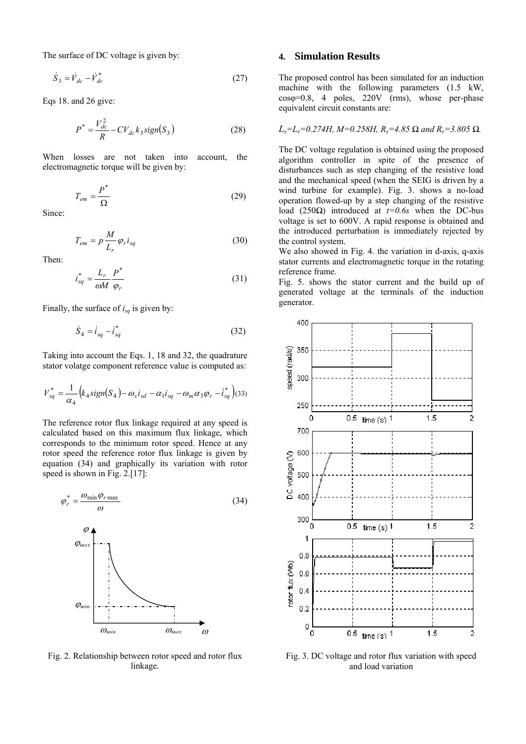The surface of DC voltage is given by:

$$\dot{S}_3 = \dot{V}_{dc} - \dot{V}_{dc}^* \tag{27}$$

Eqs 18. and 26 give:

$$P^* = \frac{V_{dc}^2}{R} - CV_{dc} k_3 sign(S_3) \tag{28}$$

When losses are not taken into account, the electromagnetic torque will be given by:

$$T_{em} = \frac{P^*}{\Omega} \tag{29}$$

Since:

$$T_{em} = p \frac{M}{L_r} \varphi_r i_{sq} \tag{30}$$

Then:

$$i_{sq}^* = \frac{L_r}{\omega M} \frac{P^*}{\varphi_r} \tag{31}$$

Finally, the surface of $i_{sq}$ is given by:

$$\dot{S}_4 = i_{sq} - i_{sq}^* \tag{32}$$

Taking into account the Eqs. 1, 18 and 32, the quadrature stator volatge component reference value is computed as:

$$V_{sq}^* = \frac{1}{\alpha_4} \left( k_4 sign(S_4) - \omega_s i_{sd} - \alpha_1 i_{sq} - \omega_m \alpha_3 \varphi_r - \dot{i}_{sq}^* \right) \tag{33}$$

The reference rotor flux linkage required at any speed is calculated based on this maximum flux linkage, which corresponds to the minimum rotor speed. Hence at any rotor speed the reference rotor flux linkage is given by equation (34) and graphically its variation with rotor speed is shown in Fig. 2.[17]:

$$\varphi_r^* = \frac{\omega_{\min} \varphi_{r\max}}{\omega} \tag{34}$$

Fig. 2. Relationship between rotor speed and rotor flux linkage.

## 4. Simulation Results

The proposed control has been simulated for an induction machine with the following parameters (1.5 kW, cosφ=0.8, 4 poles, 220V (rms), whose per-phase equivalent circuit constants are:

*$L_s$=$L_r$=0.274H, M=0.258H, $R_s$=4.85 Ω and $R_r$=3.805 Ω.*

The DC voltage regulation is obtained using the proposed algorithm controller in spite of the presence of disturbances such as step changing of the resistive load and the mechanical speed (when the SEIG is driven by a wind turbine for example). Fig. 3. shows a no-load operation flowed-up by a step changing of the resistive load (250Ω) introduced at *t=0.6s* when the DC-bus voltage is set to 600V. A rapid response is obtained and the introduced perturbation is immediately rejected by the control system.

We also showed in Fig. 4. the variation in d-axis, q-axis stator currents and electromagnetic torque in the rotating reference frame.

Fig. 5. shows the stator current and the build up of generated voltage at the terminals of the induction generator.

Fig. 3. DC voltage and rotor flux variation with speed and load variation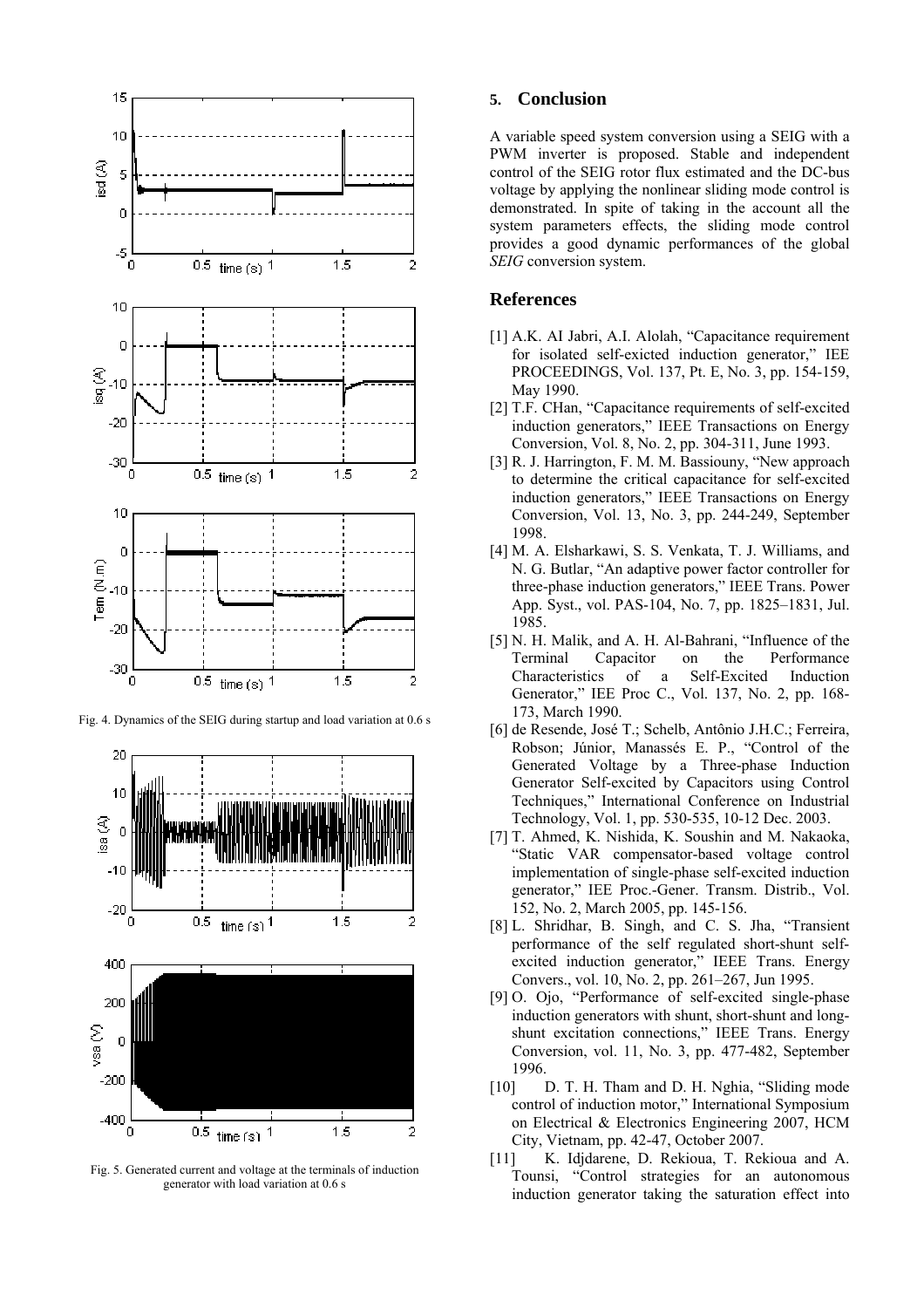Fig. 4. Dynamics of the SEIG during startup and load variation at 0.6 s

Fig. 5. Generated current and voltage at the terminals of induction generator with load variation at 0.6 s

## 5. Conclusion

A variable speed system conversion using a SEIG with a PWM inverter is proposed. Stable and independent control of the SEIG rotor flux estimated and the DC-bus voltage by applying the nonlinear sliding mode control is demonstrated. In spite of taking in the account all the system parameters effects, the sliding mode control provides a good dynamic performances of the global *SEIG* conversion system.

## References

[1] A.K. AI Jabri, A.I. Alolah, "Capacitance requirement for isolated self-exicted induction generator," IEE PROCEEDINGS, Vol. 137, Pt. E, No. 3, pp. 154-159, May 1990.

[2] T.F. CHan, "Capacitance requirements of self-excited induction generators," IEEE Transactions on Energy Conversion, Vol. 8, No. 2, pp. 304-311, June 1993.

[3] R. J. Harrington, F. M. M. Bassiouny, "New approach to determine the critical capacitance for self-excited induction generators," IEEE Transactions on Energy Conversion, Vol. 13, No. 3, pp. 244-249, September 1998.

[4] M. A. Elsharkawi, S. S. Venkata, T. J. Williams, and N. G. Butlar, "An adaptive power factor controller for three-phase induction generators," IEEE Trans. Power App. Syst., vol. PAS-104, No. 7, pp. 1825–1831, Jul. 1985.

[5] N. H. Malik, and A. H. Al-Bahrani, "Influence of the Terminal Capacitor on the Performance Characteristics of a Self-Excited Induction Generator," IEE Proc C., Vol. 137, No. 2, pp. 168-173, March 1990.

[6] de Resende, José T.; Schelb, Antônio J.H.C.; Ferreira, Robson; Júnior, Manassés E. P., "Control of the Generated Voltage by a Three-phase Induction Generator Self-excited by Capacitors using Control Techniques," International Conference on Industrial Technology, Vol. 1, pp. 530-535, 10-12 Dec. 2003.

[7] T. Ahmed, K. Nishida, K. Soushin and M. Nakaoka, "Static VAR compensator-based voltage control implementation of single-phase self-excited induction generator," IEE Proc.-Gener. Transm. Distrib., Vol. 152, No. 2, March 2005, pp. 145-156.

[8] L. Shridhar, B. Singh, and C. S. Jha, "Transient performance of the self regulated short-shunt self-excited induction generator," IEEE Trans. Energy Convers., vol. 10, No. 2, pp. 261–267, Jun 1995.

[9] O. Ojo, "Performance of self-excited single-phase induction generators with shunt, short-shunt and long-shunt excitation connections," IEEE Trans. Energy Conversion, vol. 11, No. 3, pp. 477-482, September 1996.

[10] D. T. H. Tham and D. H. Nghia, "Sliding mode control of induction motor," International Symposium on Electrical & Electronics Engineering 2007, HCM City, Vietnam, pp. 42-47, October 2007.

[11] K. Idjdarene, D. Rekioua, T. Rekioua and A. Tounsi, "Control strategies for an autonomous induction generator taking the saturation effect into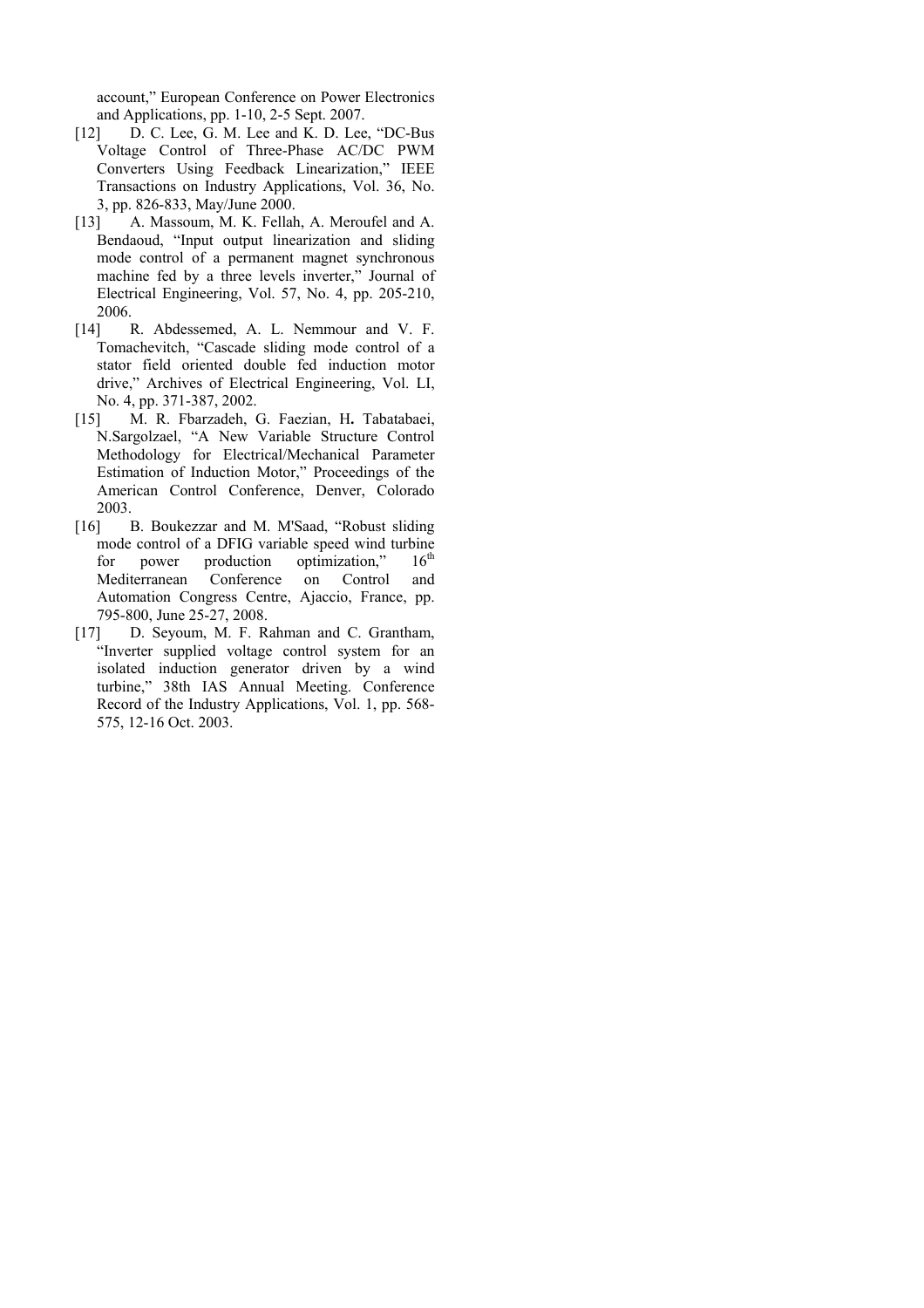account," European Conference on Power Electronics and Applications, pp. 1-10, 2-5 Sept. 2007.

[12] D. C. Lee, G. M. Lee and K. D. Lee, "DC-Bus Voltage Control of Three-Phase AC/DC PWM Converters Using Feedback Linearization," IEEE Transactions on Industry Applications, Vol. 36, No. 3, pp. 826-833, May/June 2000.

[13] A. Massoum, M. K. Fellah, A. Meroufel and A. Bendaoud, "Input output linearization and sliding mode control of a permanent magnet synchronous machine fed by a three levels inverter," Journal of Electrical Engineering, Vol. 57, No. 4, pp. 205-210, 2006.

[14] R. Abdessemed, A. L. Nemmour and V. F. Tomachevitch, "Cascade sliding mode control of a stator field oriented double fed induction motor drive," Archives of Electrical Engineering, Vol. LI, No. 4, pp. 371-387, 2002.

[15] M. R. Fbarzadeh, G. Faezian, H**.** Tabatabaei, N.Sargolzael, "A New Variable Structure Control Methodology for Electrical/Mechanical Parameter Estimation of Induction Motor," Proceedings of the American Control Conference, Denver, Colorado 2003.

[16] B. Boukezzar and M. M'Saad, "Robust sliding mode control of a DFIG variable speed wind turbine for power production optimization," 16th Mediterranean Conference on Control and Automation Congress Centre, Ajaccio, France, pp. 795-800, June 25-27, 2008.

[17] D. Seyoum, M. F. Rahman and C. Grantham, "Inverter supplied voltage control system for an isolated induction generator driven by a wind turbine," 38th IAS Annual Meeting. Conference Record of the Industry Applications, Vol. 1, pp. 568-575, 12-16 Oct. 2003.